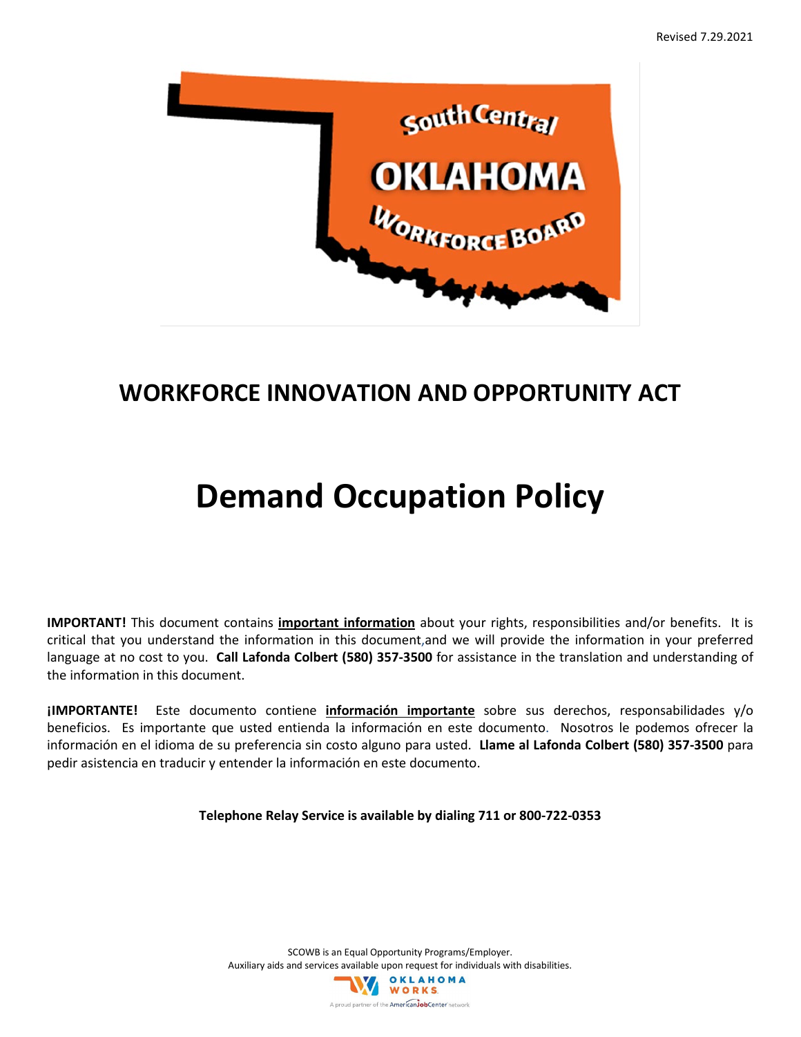Revised 7.29.2021

South Central OKLAHOMA Workforce Board

# WORKFORCE INNOVATION AND OPPORTUNITY ACT

# Demand Occupation Policy

**IMPORTANT!** This document contains **important information** about your rights, responsibilities and/or benefits. It is critical that you understand the information in this document,and we will provide the information in your preferred language at no cost to you. **Call Lafonda Colbert (580) 357-3500** for assistance in the translation and understanding of the information in this document.

**¡IMPORTANTE!** Este documento contiene **información importante** sobre sus derechos, responsabilidades y/o beneficios. Es importante que usted entienda la información en este documento. Nosotros le podemos ofrecer la información en el idioma de su preferencia sin costo alguno para usted. **Llame al Lafonda Colbert (580) 357-3500** para pedir asistencia en traducir y entender la información en este documento.

**Telephone Relay Service is available by dialing 711 or 800-722-0353**

SCOWB is an Equal Opportunity Programs/Employer.
Auxiliary aids and services available upon request for individuals with disabilities.

OKLAHOMA WORKS
A proud partner of the AmericanJobCenter network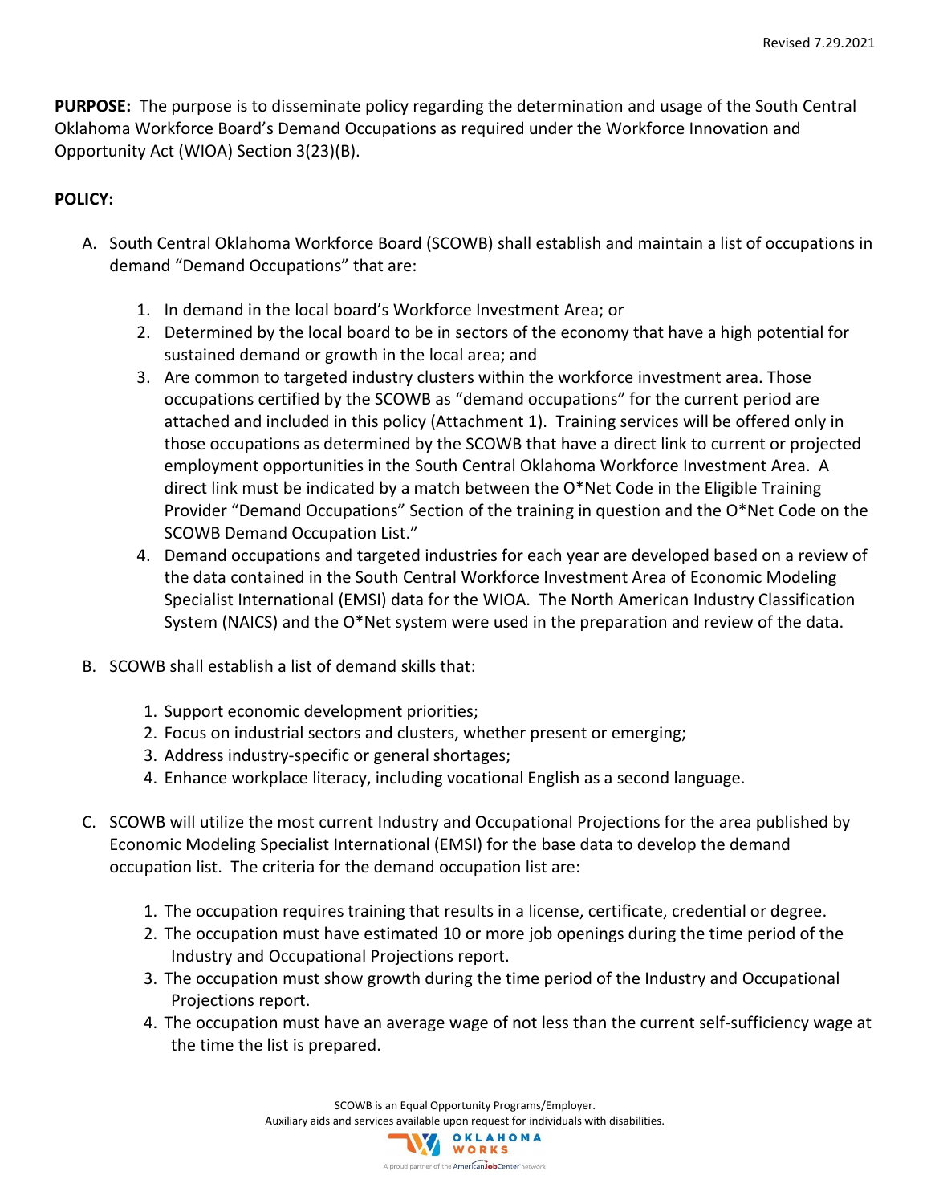**PURPOSE:** The purpose is to disseminate policy regarding the determination and usage of the South Central Oklahoma Workforce Board's Demand Occupations as required under the Workforce Innovation and Opportunity Act (WIOA) Section 3(23)(B).

**POLICY:**

A. South Central Oklahoma Workforce Board (SCOWB) shall establish and maintain a list of occupations in demand "Demand Occupations" that are:

   1. In demand in the local board's Workforce Investment Area; or
   2. Determined by the local board to be in sectors of the economy that have a high potential for sustained demand or growth in the local area; and
   3. Are common to targeted industry clusters within the workforce investment area. Those occupations certified by the SCOWB as "demand occupations" for the current period are attached and included in this policy (Attachment 1). Training services will be offered only in those occupations as determined by the SCOWB that have a direct link to current or projected employment opportunities in the South Central Oklahoma Workforce Investment Area. A direct link must be indicated by a match between the O*Net Code in the Eligible Training Provider "Demand Occupations" Section of the training in question and the O*Net Code on the SCOWB Demand Occupation List."
   4. Demand occupations and targeted industries for each year are developed based on a review of the data contained in the South Central Workforce Investment Area of Economic Modeling Specialist International (EMSI) data for the WIOA. The North American Industry Classification System (NAICS) and the O*Net system were used in the preparation and review of the data.

B. SCOWB shall establish a list of demand skills that:

   1. Support economic development priorities;
   2. Focus on industrial sectors and clusters, whether present or emerging;
   3. Address industry-specific or general shortages;
   4. Enhance workplace literacy, including vocational English as a second language.

C. SCOWB will utilize the most current Industry and Occupational Projections for the area published by Economic Modeling Specialist International (EMSI) for the base data to develop the demand occupation list. The criteria for the demand occupation list are:

   1. The occupation requires training that results in a license, certificate, credential or degree.
   2. The occupation must have estimated 10 or more job openings during the time period of the Industry and Occupational Projections report.
   3. The occupation must show growth during the time period of the Industry and Occupational Projections report.
   4. The occupation must have an average wage of not less than the current self-sufficiency wage at the time the list is prepared.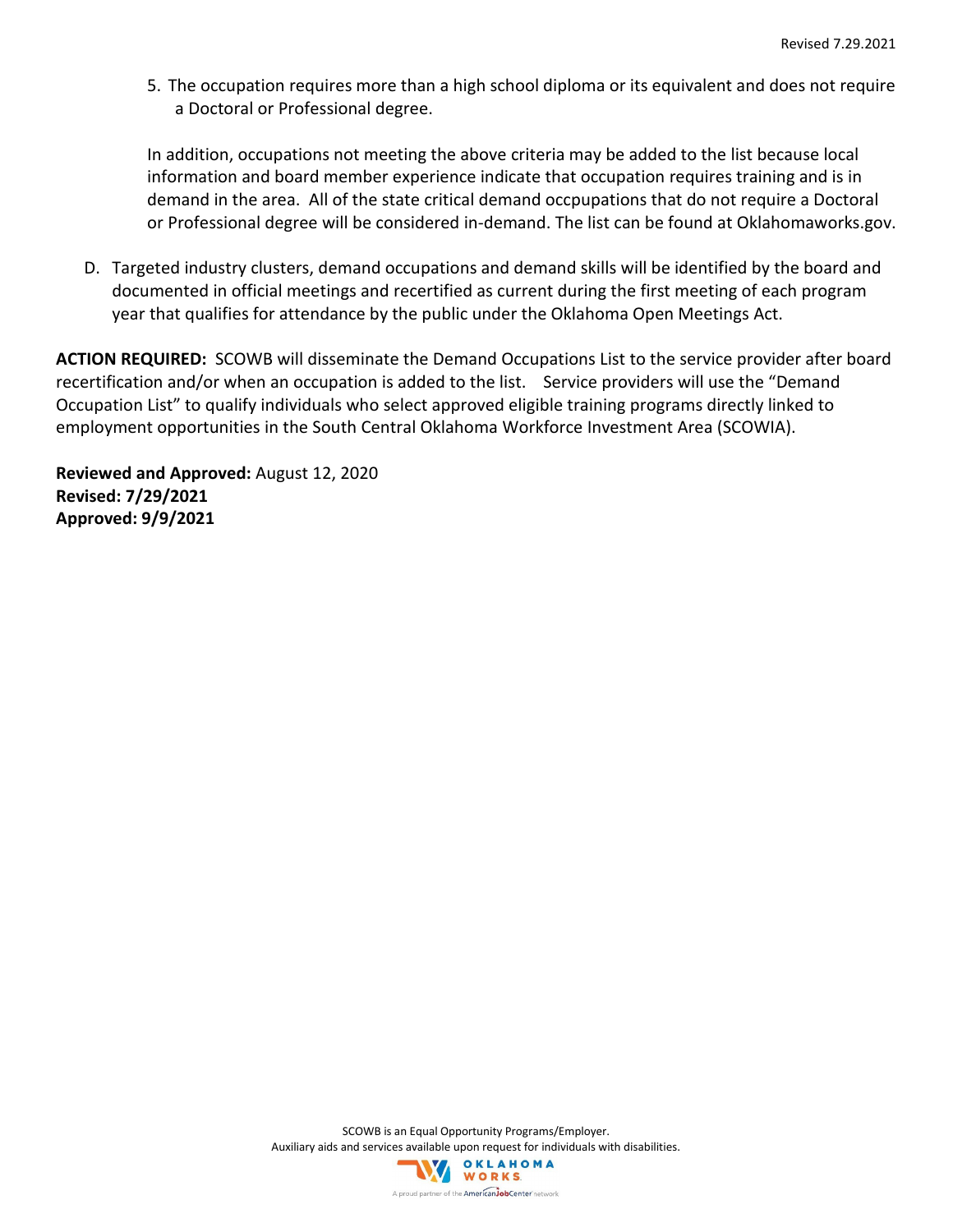5. The occupation requires more than a high school diploma or its equivalent and does not require a Doctoral or Professional degree.

   In addition, occupations not meeting the above criteria may be added to the list because local information and board member experience indicate that occupation requires training and is in demand in the area. All of the state critical demand occpupations that do not require a Doctoral or Professional degree will be considered in-demand. The list can be found at Oklahomaworks.gov.

D. Targeted industry clusters, demand occupations and demand skills will be identified by the board and documented in official meetings and recertified as current during the first meeting of each program year that qualifies for attendance by the public under the Oklahoma Open Meetings Act.

**ACTION REQUIRED:** SCOWB will disseminate the Demand Occupations List to the service provider after board recertification and/or when an occupation is added to the list. Service providers will use the "Demand Occupation List" to qualify individuals who select approved eligible training programs directly linked to employment opportunities in the South Central Oklahoma Workforce Investment Area (SCOWIA).

**Reviewed and Approved:** August 12, 2020
**Revised: 7/29/2021**
**Approved: 9/9/2021**

SCOWB is an Equal Opportunity Programs/Employer.
Auxiliary aids and services available upon request for individuals with disabilities.